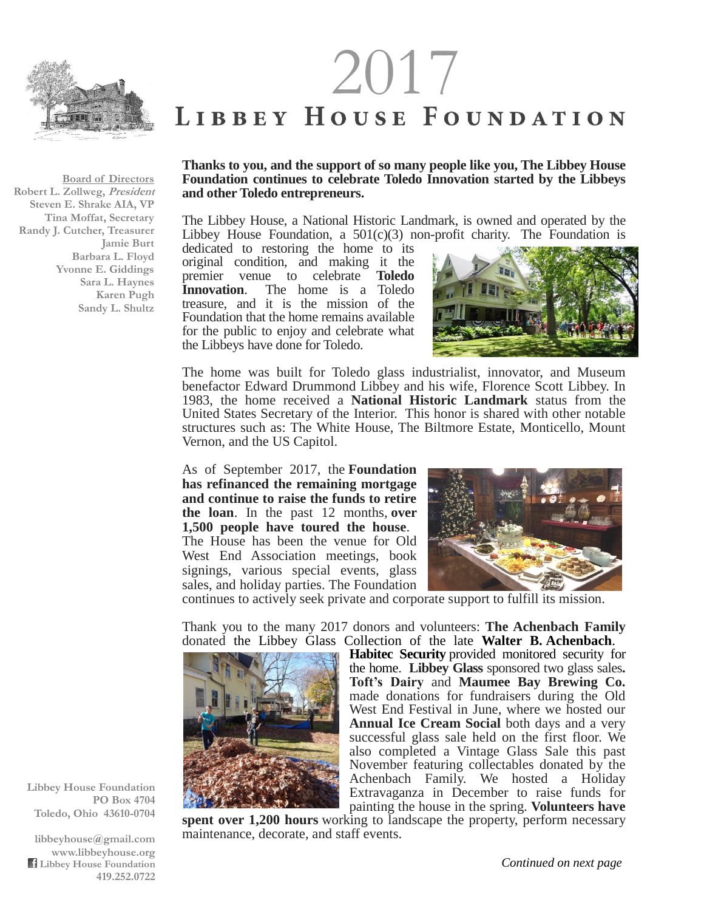# 2017

# LIBBEY HOUSE FOUNDATION

**Board of Directors**
Robert L. Zollweg, *President*
Steven E. Shrake AIA, VP
Tina Moffat, Secretary
Randy J. Cutcher, Treasurer
Jamie Burt
Barbara L. Floyd
Yvonne E. Giddings
Sara L. Haynes
Karen Pugh
Sandy L. Shultz

**Thanks to you, and the support of so many people like you, The Libbey House Foundation continues to celebrate Toledo Innovation started by the Libbeys and other Toledo entrepreneurs.**

The Libbey House, a National Historic Landmark, is owned and operated by the Libbey House Foundation, a 501(c)(3) non-profit charity. The Foundation is dedicated to restoring the home to its original condition, and making it the premier venue to celebrate **Toledo Innovation**. The home is a Toledo treasure, and it is the mission of the Foundation that the home remains available for the public to enjoy and celebrate what the Libbeys have done for Toledo.

The home was built for Toledo glass industrialist, innovator, and Museum benefactor Edward Drummond Libbey and his wife, Florence Scott Libbey. In 1983, the home received a **National Historic Landmark** status from the United States Secretary of the Interior. This honor is shared with other notable structures such as: The White House, The Biltmore Estate, Monticello, Mount Vernon, and the US Capitol.

As of September 2017, the **Foundation has refinanced the remaining mortgage and continue to raise the funds to retire the loan**. In the past 12 months, **over 1,500 people have toured the house**. The House has been the venue for Old West End Association meetings, book signings, various special events, glass sales, and holiday parties. The Foundation continues to actively seek private and corporate support to fulfill its mission.

Thank you to the many 2017 donors and volunteers: **The Achenbach Family** donated the Libbey Glass Collection of the late **Walter B. Achenbach**. **Habitec Security** provided monitored security for the home. **Libbey Glass** sponsored two glass sales**.** **Toft's Dairy** and **Maumee Bay Brewing Co.** made donations for fundraisers during the Old West End Festival in June, where we hosted our **Annual Ice Cream Social** both days and a very successful glass sale held on the first floor. We also completed a Vintage Glass Sale this past November featuring collectables donated by the Achenbach Family. We hosted a Holiday Extravaganza in December to raise funds for painting the house in the spring. **Volunteers have spent over 1,200 hours** working to landscape the property, perform necessary maintenance, decorate, and staff events.

*Continued on next page*

Libbey House Foundation
PO Box 4704
Toledo, Ohio 43610-0704

libbeyhouse@gmail.com
www.libbeyhouse.org
Libbey House Foundation
419.252.0722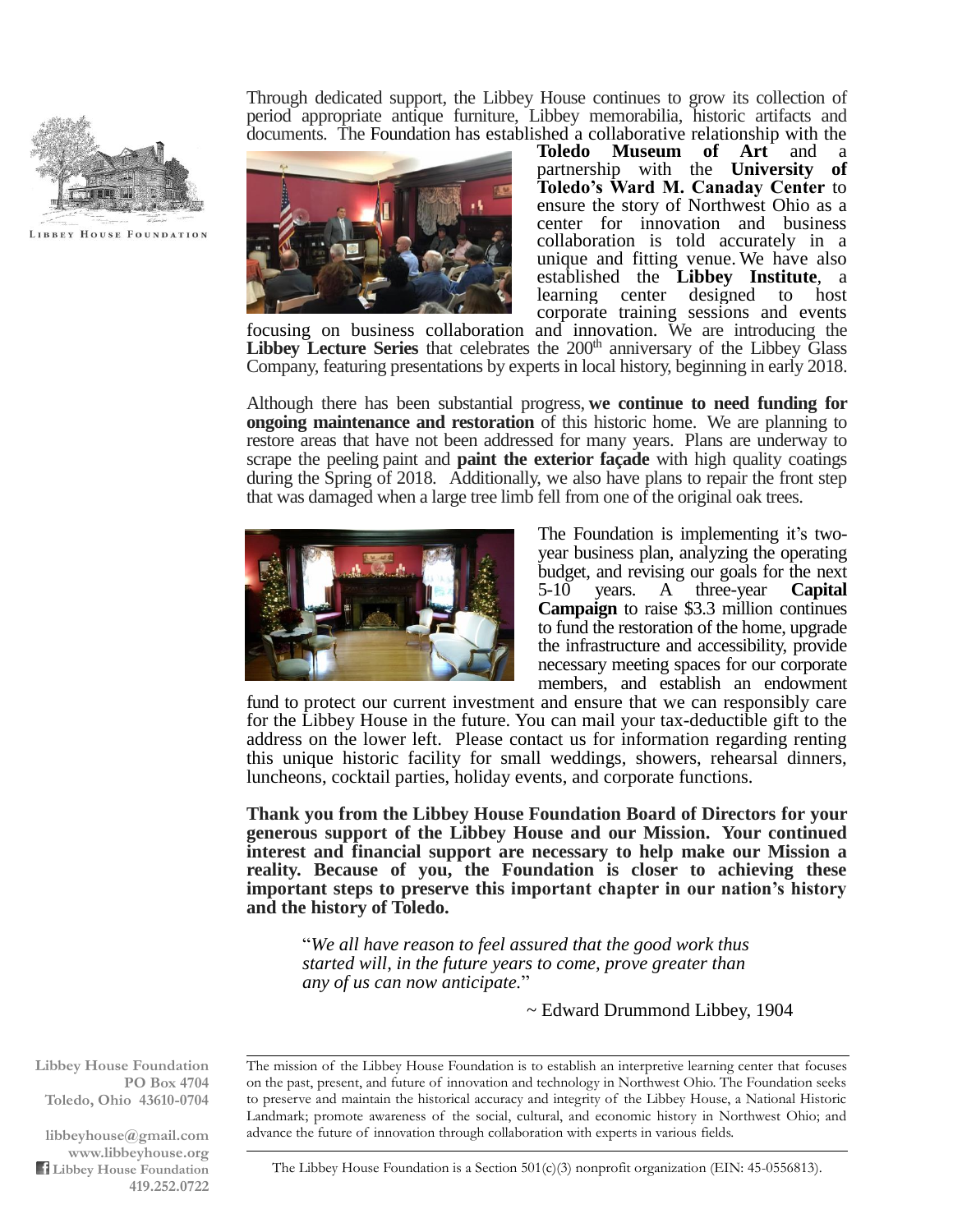Through dedicated support, the Libbey House continues to grow its collection of period appropriate antique furniture, Libbey memorabilia, historic artifacts and documents. The Foundation has established a collaborative relationship with the **Toledo Museum of Art** and a partnership with the **University of Toledo's Ward M. Canaday Center** to ensure the story of Northwest Ohio as a center for innovation and business collaboration is told accurately in a unique and fitting venue. We have also established the **Libbey Institute**, a learning center designed to host corporate training sessions and events focusing on business collaboration and innovation. We are introducing the **Libbey Lecture Series** that celebrates the 200th anniversary of the Libbey Glass Company, featuring presentations by experts in local history, beginning in early 2018.

Although there has been substantial progress, **we continue to need funding for ongoing maintenance and restoration** of this historic home. We are planning to restore areas that have not been addressed for many years. Plans are underway to scrape the peeling paint and **paint the exterior façade** with high quality coatings during the Spring of 2018. Additionally, we also have plans to repair the front step that was damaged when a large tree limb fell from one of the original oak trees.

The Foundation is implementing it's two-year business plan, analyzing the operating budget, and revising our goals for the next 5-10 years. A three-year **Capital Campaign** to raise $3.3 million continues to fund the restoration of the home, upgrade the infrastructure and accessibility, provide necessary meeting spaces for our corporate members, and establish an endowment fund to protect our current investment and ensure that we can responsibly care for the Libbey House in the future. You can mail your tax-deductible gift to the address on the lower left. Please contact us for information regarding renting this unique historic facility for small weddings, showers, rehearsal dinners, luncheons, cocktail parties, holiday events, and corporate functions.

**Thank you from the Libbey House Foundation Board of Directors for your generous support of the Libbey House and our Mission. Your continued interest and financial support are necessary to help make our Mission a reality. Because of you, the Foundation is closer to achieving these important steps to preserve this important chapter in our nation's history and the history of Toledo.**

> "*We all have reason to feel assured that the good work thus started will, in the future years to come, prove greater than any of us can now anticipate.*"
>
> ~ Edward Drummond Libbey, 1904

Libbey House Foundation
PO Box 4704
Toledo, Ohio 43610-0704

libbeyhouse@gmail.com
www.libbeyhouse.org
Libbey House Foundation
419.252.0722

The mission of the Libbey House Foundation is to establish an interpretive learning center that focuses on the past, present, and future of innovation and technology in Northwest Ohio. The Foundation seeks to preserve and maintain the historical accuracy and integrity of the Libbey House, a National Historic Landmark; promote awareness of the social, cultural, and economic history in Northwest Ohio; and advance the future of innovation through collaboration with experts in various fields.

The Libbey House Foundation is a Section 501(c)(3) nonprofit organization (EIN: 45-0556813).